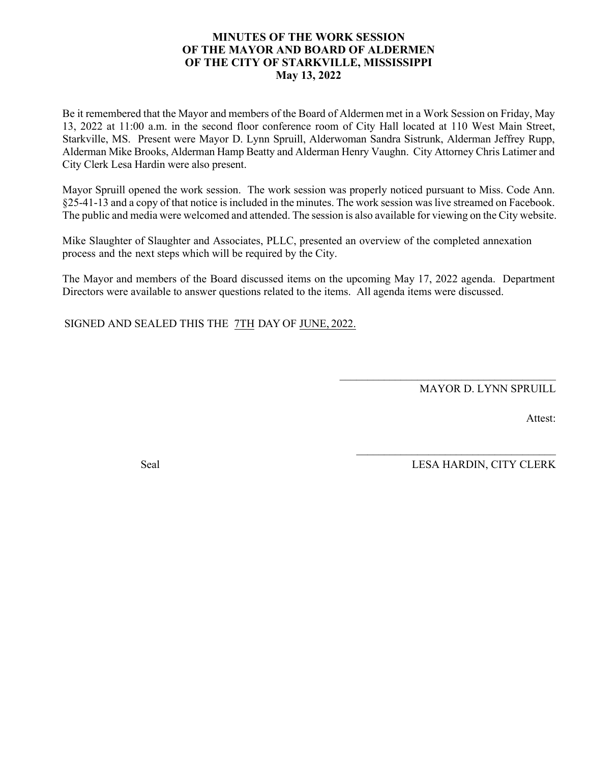# MINUTES OF THE WORK SESSION OF THE MAYOR AND BOARD OF ALDERMEN OF THE CITY OF STARKVILLE, MISSISSIPPI May 13, 2022

Be it remembered that the Mayor and members of the Board of Aldermen met in a Work Session on Friday, May 13, 2022 at 11:00 a.m. in the second floor conference room of City Hall located at 110 West Main Street, Starkville, MS. Present were Mayor D. Lynn Spruill, Alderwoman Sandra Sistrunk, Alderman Jeffrey Rupp, Alderman Mike Brooks, Alderman Hamp Beatty and Alderman Henry Vaughn. City Attorney Chris Latimer and City Clerk Lesa Hardin were also present.

Mayor Spruill opened the work session. The work session was properly noticed pursuant to Miss. Code Ann. §25-41-13 and a copy of that notice is included in the minutes. The work session was live streamed on Facebook. The public and media were welcomed and attended. The session is also available for viewing on the City website.

Mike Slaughter of Slaughter and Associates, PLLC, presented an overview of the completed annexation process and the next steps which will be required by the City.

The Mayor and members of the Board discussed items on the upcoming May 17, 2022 agenda. Department Directors were available to answer questions related to the items. All agenda items were discussed.

SIGNED AND SEALED THIS THE 7TH DAY OF JUNE, 2022.

\_\_\_\_\_\_\_\_\_\_\_\_\_\_\_\_\_\_\_\_\_\_\_\_\_\_\_\_\_\_\_\_\_\_\_\_\_\_\_\_

MAYOR D. LYNN SPRUILL

Attest:

\_\_\_\_\_\_\_\_\_\_\_\_\_\_\_\_\_\_\_\_\_\_\_\_\_\_\_\_\_\_\_\_\_\_\_\_\_\_\_\_

Seal

LESA HARDIN, CITY CLERK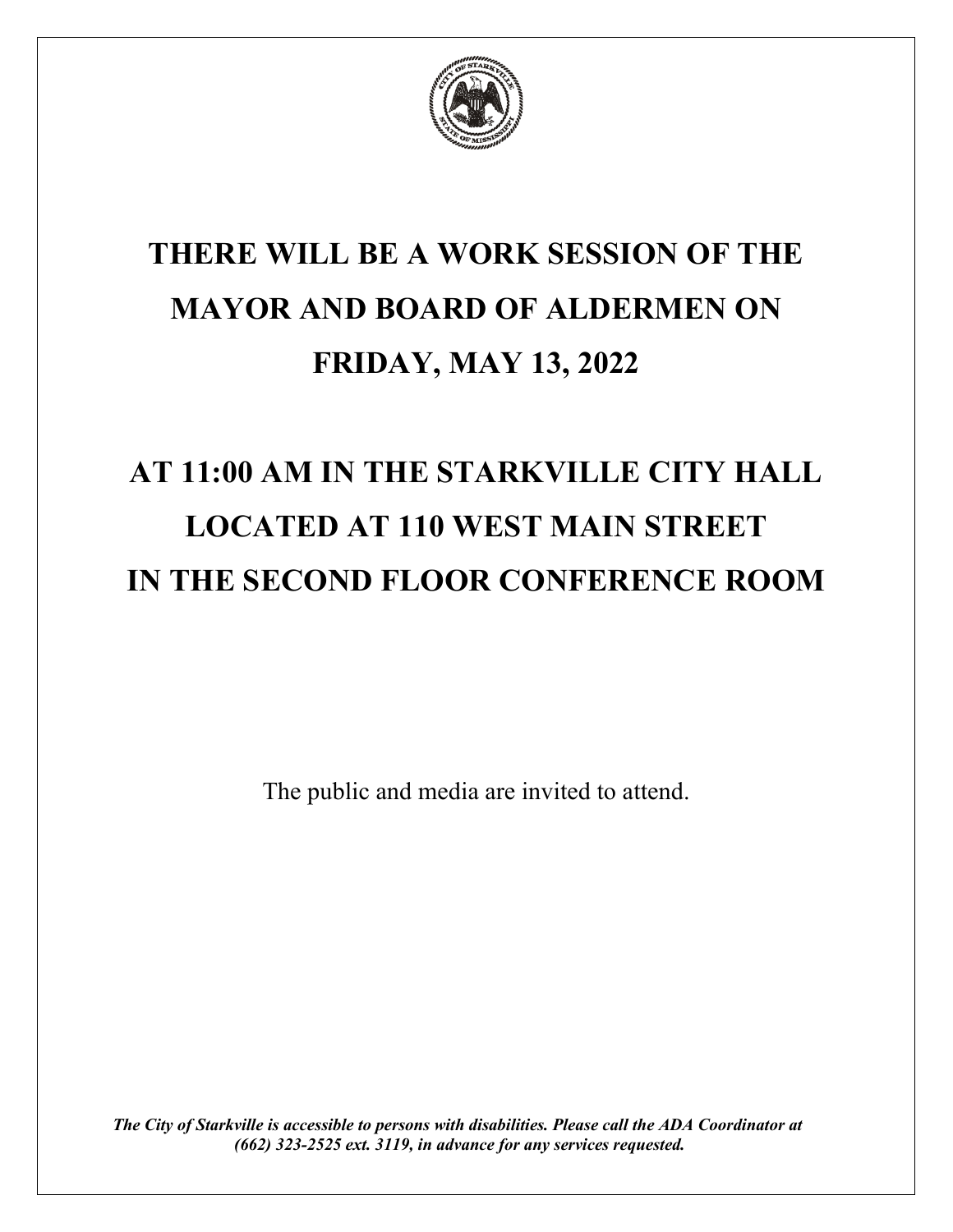# THERE WILL BE A WORK SESSION OF THE MAYOR AND BOARD OF ALDERMEN ON FRIDAY, MAY 13, 2022

# AT 11:00 AM IN THE STARKVILLE CITY HALL LOCATED AT 110 WEST MAIN STREET IN THE SECOND FLOOR CONFERENCE ROOM

The public and media are invited to attend.

***The City of Starkville is accessible to persons with disabilities. Please call the ADA Coordinator at (662) 323-2525 ext. 3119, in advance for any services requested.***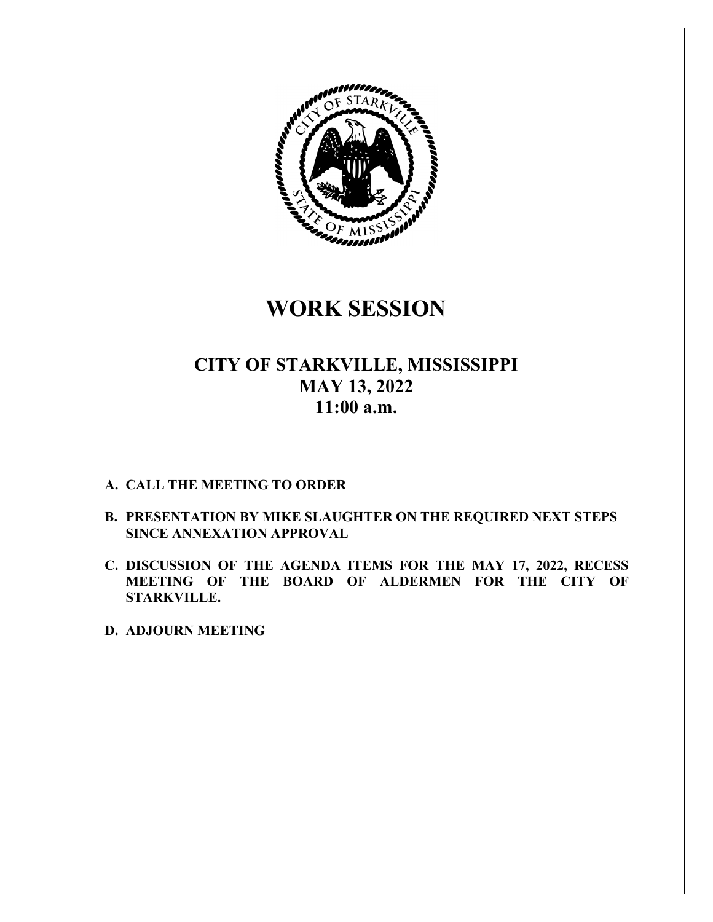# WORK SESSION

## CITY OF STARKVILLE, MISSISSIPPI
## MAY 13, 2022
## 11:00 a.m.

**A. CALL THE MEETING TO ORDER**

**B. PRESENTATION BY MIKE SLAUGHTER ON THE REQUIRED NEXT STEPS SINCE ANNEXATION APPROVAL**

**C. DISCUSSION OF THE AGENDA ITEMS FOR THE MAY 17, 2022, RECESS MEETING OF THE BOARD OF ALDERMEN FOR THE CITY OF STARKVILLE.**

**D. ADJOURN MEETING**